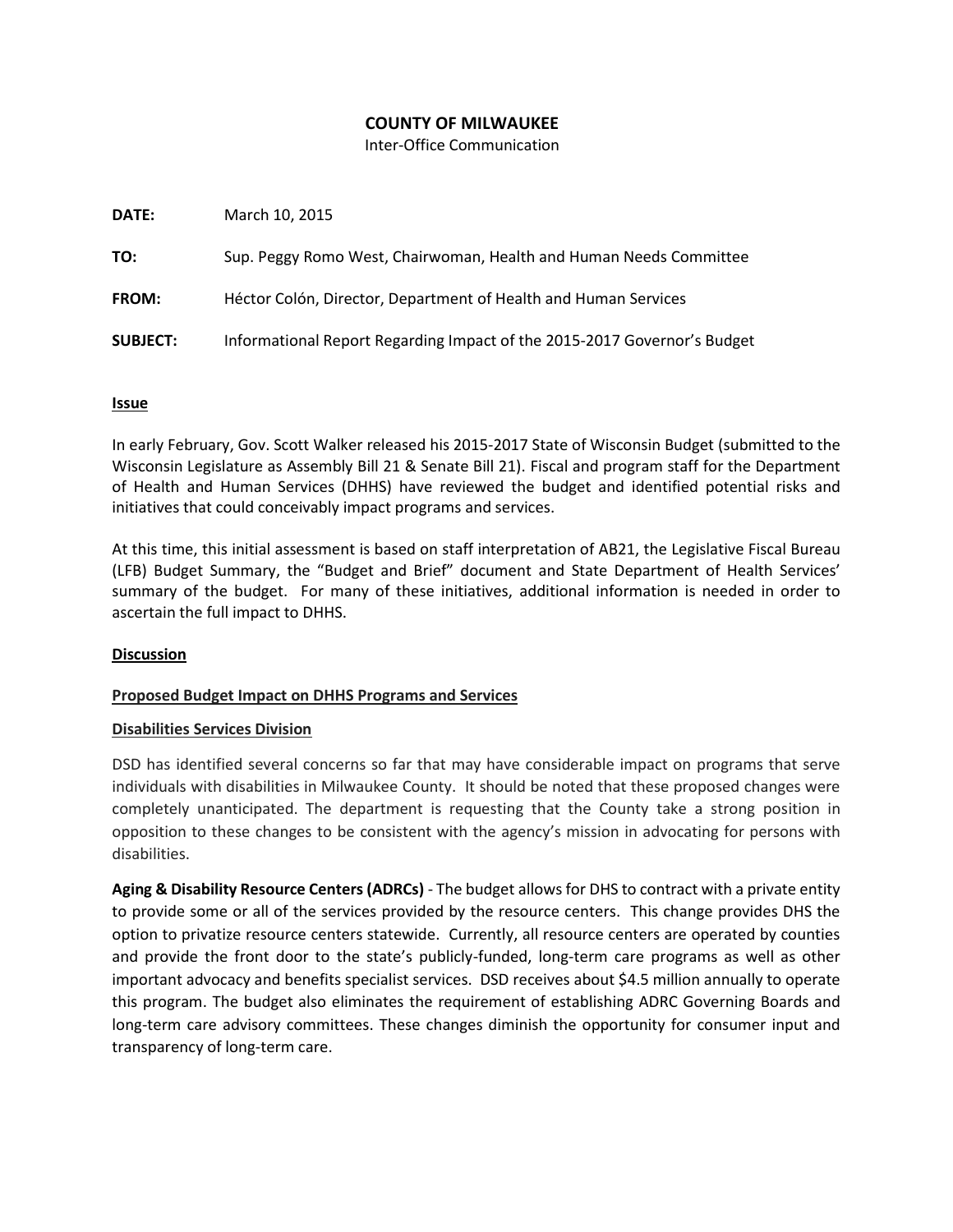**COUNTY OF MILWAUKEE**

Inter-Office Communication

**DATE:** March 10, 2015

**TO:** Sup. Peggy Romo West, Chairwoman, Health and Human Needs Committee

**FROM:** Héctor Colón, Director, Department of Health and Human Services

**SUBJECT:** Informational Report Regarding Impact of the 2015-2017 Governor's Budget

## Issue

In early February, Gov. Scott Walker released his 2015-2017 State of Wisconsin Budget (submitted to the Wisconsin Legislature as Assembly Bill 21 & Senate Bill 21). Fiscal and program staff for the Department of Health and Human Services (DHHS) have reviewed the budget and identified potential risks and initiatives that could conceivably impact programs and services.

At this time, this initial assessment is based on staff interpretation of AB21, the Legislative Fiscal Bureau (LFB) Budget Summary, the "Budget and Brief" document and State Department of Health Services' summary of the budget. For many of these initiatives, additional information is needed in order to ascertain the full impact to DHHS.

## Discussion

### Proposed Budget Impact on DHHS Programs and Services

### Disabilities Services Division

DSD has identified several concerns so far that may have considerable impact on programs that serve individuals with disabilities in Milwaukee County. It should be noted that these proposed changes were completely unanticipated. The department is requesting that the County take a strong position in opposition to these changes to be consistent with the agency's mission in advocating for persons with disabilities.

**Aging & Disability Resource Centers (ADRCs)** - The budget allows for DHS to contract with a private entity to provide some or all of the services provided by the resource centers. This change provides DHS the option to privatize resource centers statewide. Currently, all resource centers are operated by counties and provide the front door to the state's publicly-funded, long-term care programs as well as other important advocacy and benefits specialist services. DSD receives about $4.5 million annually to operate this program. The budget also eliminates the requirement of establishing ADRC Governing Boards and long-term care advisory committees. These changes diminish the opportunity for consumer input and transparency of long-term care.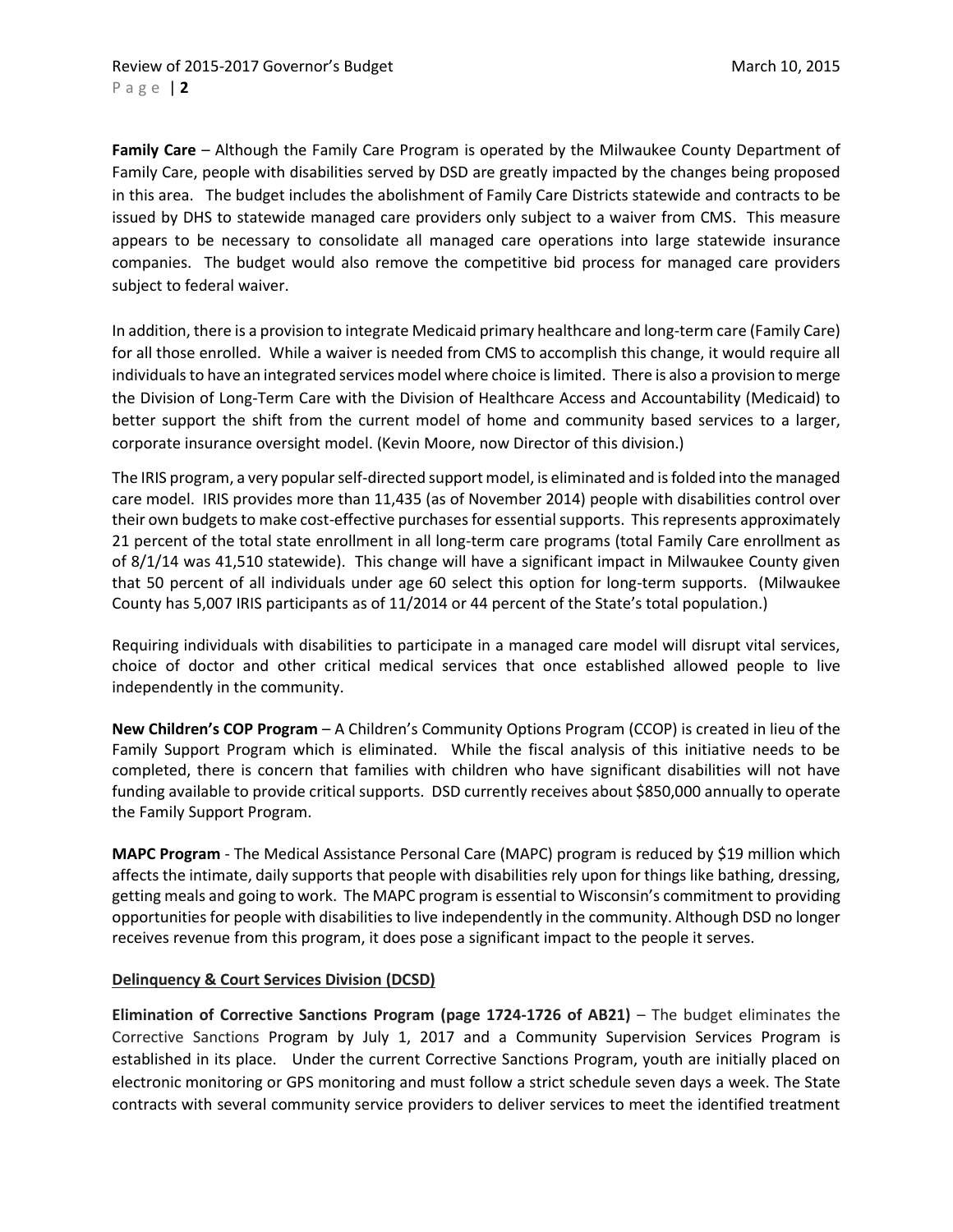**Family Care** – Although the Family Care Program is operated by the Milwaukee County Department of Family Care, people with disabilities served by DSD are greatly impacted by the changes being proposed in this area. The budget includes the abolishment of Family Care Districts statewide and contracts to be issued by DHS to statewide managed care providers only subject to a waiver from CMS. This measure appears to be necessary to consolidate all managed care operations into large statewide insurance companies. The budget would also remove the competitive bid process for managed care providers subject to federal waiver.

In addition, there is a provision to integrate Medicaid primary healthcare and long-term care (Family Care) for all those enrolled. While a waiver is needed from CMS to accomplish this change, it would require all individuals to have an integrated services model where choice is limited. There is also a provision to merge the Division of Long-Term Care with the Division of Healthcare Access and Accountability (Medicaid) to better support the shift from the current model of home and community based services to a larger, corporate insurance oversight model. (Kevin Moore, now Director of this division.)

The IRIS program, a very popular self-directed support model, is eliminated and is folded into the managed care model. IRIS provides more than 11,435 (as of November 2014) people with disabilities control over their own budgets to make cost-effective purchases for essential supports. This represents approximately 21 percent of the total state enrollment in all long-term care programs (total Family Care enrollment as of 8/1/14 was 41,510 statewide). This change will have a significant impact in Milwaukee County given that 50 percent of all individuals under age 60 select this option for long-term supports. (Milwaukee County has 5,007 IRIS participants as of 11/2014 or 44 percent of the State's total population.)

Requiring individuals with disabilities to participate in a managed care model will disrupt vital services, choice of doctor and other critical medical services that once established allowed people to live independently in the community.

**New Children's COP Program** – A Children's Community Options Program (CCOP) is created in lieu of the Family Support Program which is eliminated. While the fiscal analysis of this initiative needs to be completed, there is concern that families with children who have significant disabilities will not have funding available to provide critical supports. DSD currently receives about $850,000 annually to operate the Family Support Program.

**MAPC Program** - The Medical Assistance Personal Care (MAPC) program is reduced by $19 million which affects the intimate, daily supports that people with disabilities rely upon for things like bathing, dressing, getting meals and going to work. The MAPC program is essential to Wisconsin's commitment to providing opportunities for people with disabilities to live independently in the community. Although DSD no longer receives revenue from this program, it does pose a significant impact to the people it serves.

**Delinquency & Court Services Division (DCSD)**

**Elimination of Corrective Sanctions Program (page 1724-1726 of AB21)** – The budget eliminates the Corrective Sanctions Program by July 1, 2017 and a Community Supervision Services Program is established in its place. Under the current Corrective Sanctions Program, youth are initially placed on electronic monitoring or GPS monitoring and must follow a strict schedule seven days a week. The State contracts with several community service providers to deliver services to meet the identified treatment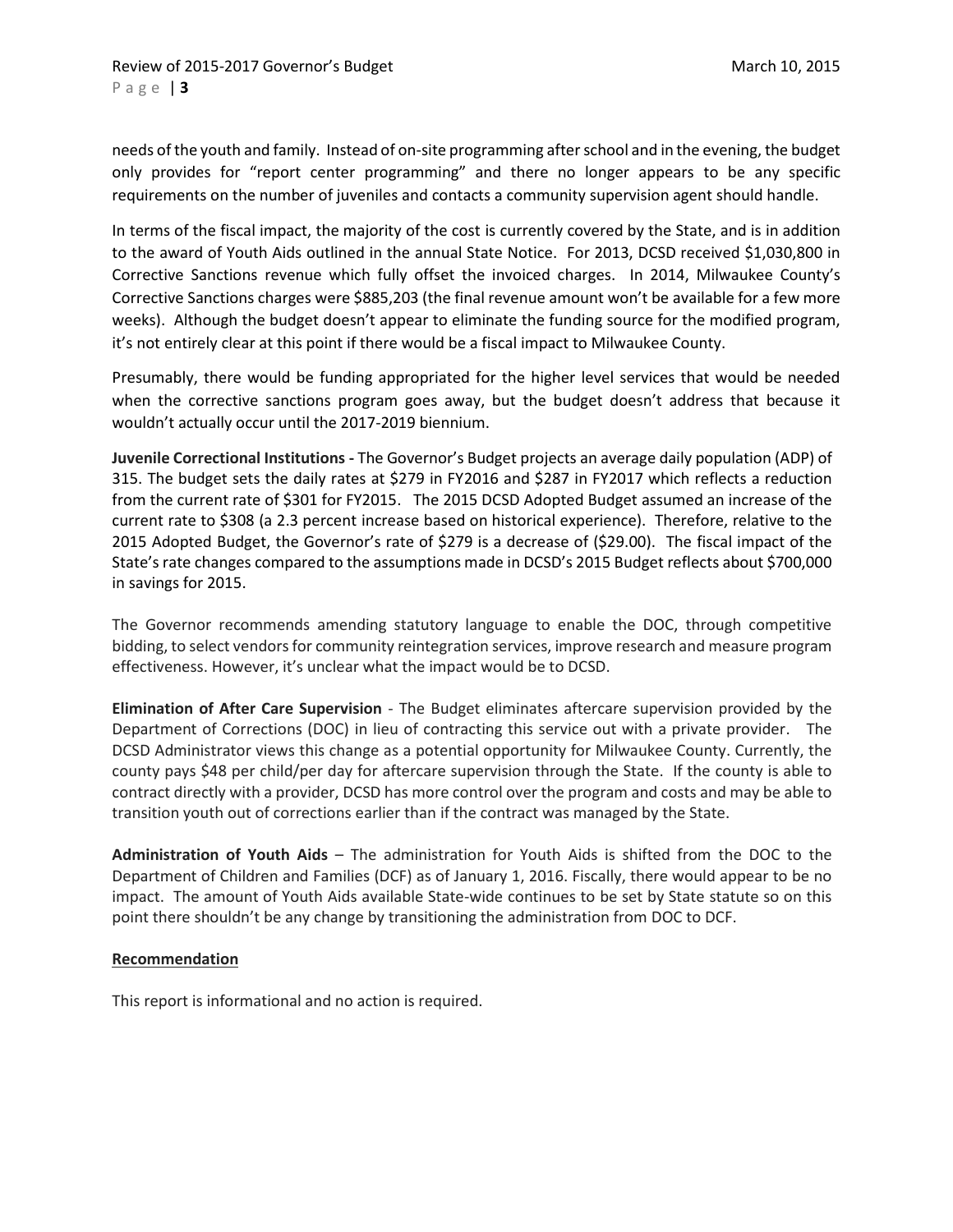needs of the youth and family. Instead of on-site programming after school and in the evening, the budget only provides for "report center programming" and there no longer appears to be any specific requirements on the number of juveniles and contacts a community supervision agent should handle.

In terms of the fiscal impact, the majority of the cost is currently covered by the State, and is in addition to the award of Youth Aids outlined in the annual State Notice. For 2013, DCSD received $1,030,800 in Corrective Sanctions revenue which fully offset the invoiced charges. In 2014, Milwaukee County's Corrective Sanctions charges were $885,203 (the final revenue amount won't be available for a few more weeks). Although the budget doesn't appear to eliminate the funding source for the modified program, it's not entirely clear at this point if there would be a fiscal impact to Milwaukee County.

Presumably, there would be funding appropriated for the higher level services that would be needed when the corrective sanctions program goes away, but the budget doesn't address that because it wouldn't actually occur until the 2017-2019 biennium.

**Juvenile Correctional Institutions -** The Governor's Budget projects an average daily population (ADP) of 315. The budget sets the daily rates at $279 in FY2016 and $287 in FY2017 which reflects a reduction from the current rate of $301 for FY2015. The 2015 DCSD Adopted Budget assumed an increase of the current rate to $308 (a 2.3 percent increase based on historical experience). Therefore, relative to the 2015 Adopted Budget, the Governor's rate of $279 is a decrease of ($29.00). The fiscal impact of the State's rate changes compared to the assumptions made in DCSD's 2015 Budget reflects about $700,000 in savings for 2015.

The Governor recommends amending statutory language to enable the DOC, through competitive bidding, to select vendors for community reintegration services, improve research and measure program effectiveness. However, it's unclear what the impact would be to DCSD.

**Elimination of After Care Supervision** - The Budget eliminates aftercare supervision provided by the Department of Corrections (DOC) in lieu of contracting this service out with a private provider. The DCSD Administrator views this change as a potential opportunity for Milwaukee County. Currently, the county pays $48 per child/per day for aftercare supervision through the State. If the county is able to contract directly with a provider, DCSD has more control over the program and costs and may be able to transition youth out of corrections earlier than if the contract was managed by the State.

**Administration of Youth Aids** – The administration for Youth Aids is shifted from the DOC to the Department of Children and Families (DCF) as of January 1, 2016. Fiscally, there would appear to be no impact. The amount of Youth Aids available State-wide continues to be set by State statute so on this point there shouldn't be any change by transitioning the administration from DOC to DCF.

**Recommendation**

This report is informational and no action is required.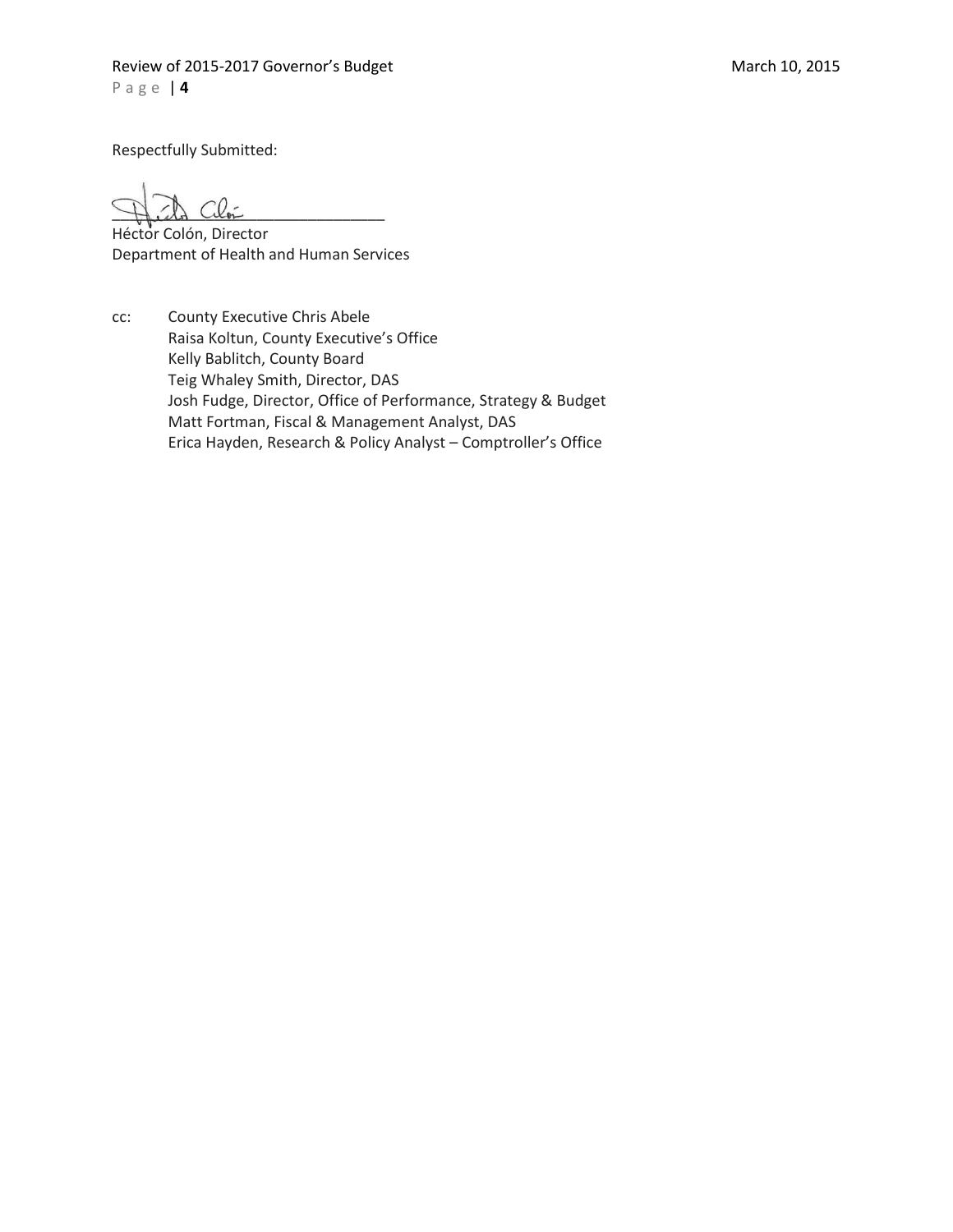Respectfully Submitted:

\_\_\_\_\_\_\_\_\_\_\_\_\_\_\_\_\_\_\_\_\_\_\_\_\_\_\_\_\_\_

Héctor Colón, Director
Department of Health and Human Services

cc: County Executive Chris Abele
Raisa Koltun, County Executive's Office
Kelly Bablitch, County Board
Teig Whaley Smith, Director, DAS
Josh Fudge, Director, Office of Performance, Strategy & Budget
Matt Fortman, Fiscal & Management Analyst, DAS
Erica Hayden, Research & Policy Analyst – Comptroller's Office